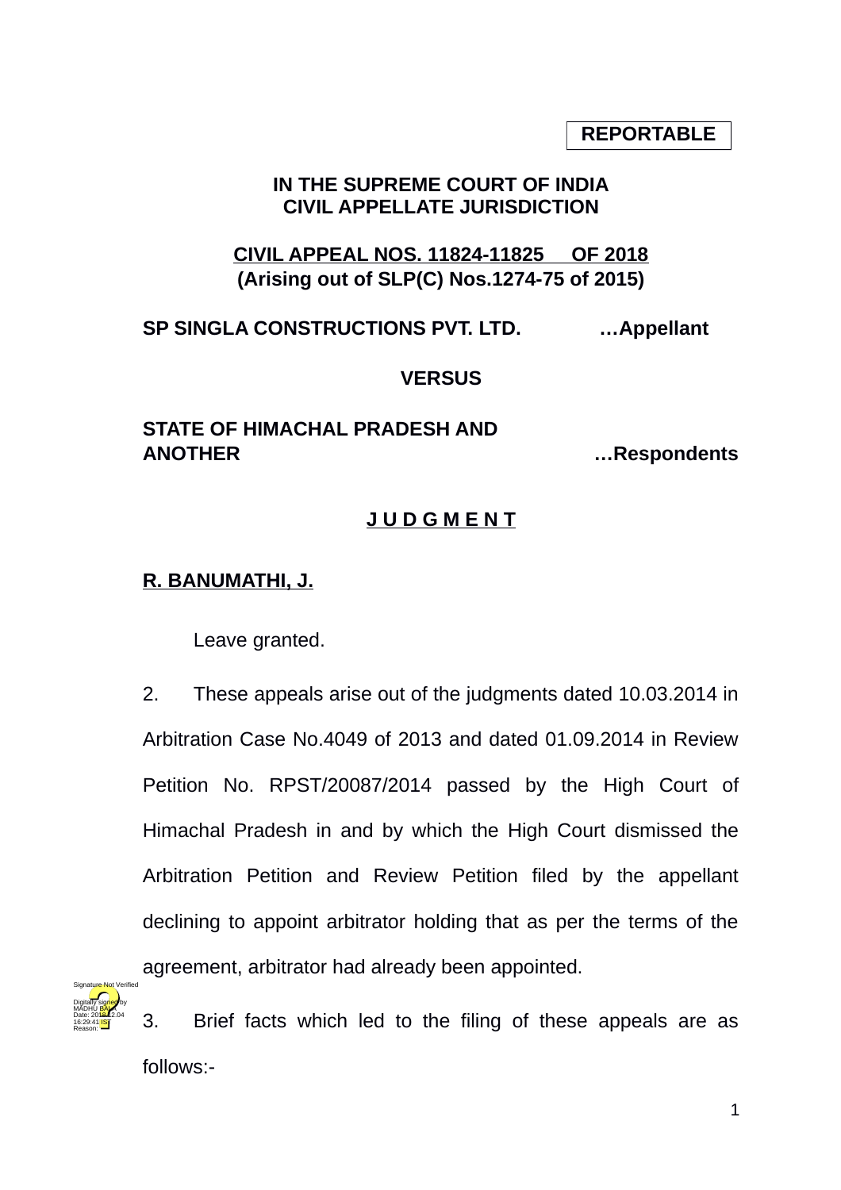**REPORTABLE**

**IN THE SUPREME COURT OF INDIA**
**CIVIL APPELLATE JURISDICTION**

**CIVIL APPEAL NOS. 11824-11825 OF 2018**
**(Arising out of SLP(C) Nos.1274-75 of 2015)**

**SP SINGLA CONSTRUCTIONS PVT. LTD.** …Appellant

**VERSUS**

**STATE OF HIMACHAL PRADESH AND ANOTHER** …Respondents

**J U D G M E N T**

**R. BANUMATHI, J.**

Leave granted.

2. These appeals arise out of the judgments dated 10.03.2014 in Arbitration Case No.4049 of 2013 and dated 01.09.2014 in Review Petition No. RPST/20087/2014 passed by the High Court of Himachal Pradesh in and by which the High Court dismissed the Arbitration Petition and Review Petition filed by the appellant declining to appoint arbitrator holding that as per the terms of the agreement, arbitrator had already been appointed.

3. Brief facts which led to the filing of these appeals are as follows:-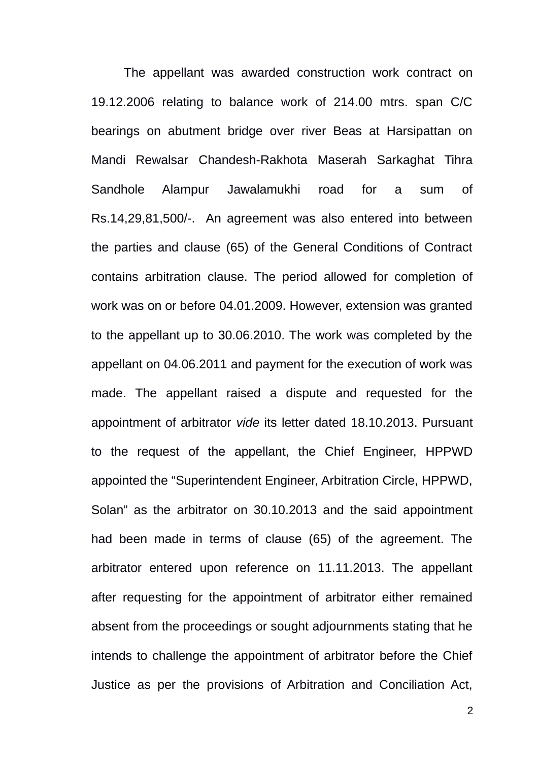The appellant was awarded construction work contract on 19.12.2006 relating to balance work of 214.00 mtrs. span C/C bearings on abutment bridge over river Beas at Harsipattan on Mandi Rewalsar Chandesh-Rakhota Maserah Sarkaghat Tihra Sandhole Alampur Jawalamukhi road for a sum of Rs.14,29,81,500/-. An agreement was also entered into between the parties and clause (65) of the General Conditions of Contract contains arbitration clause. The period allowed for completion of work was on or before 04.01.2009. However, extension was granted to the appellant up to 30.06.2010. The work was completed by the appellant on 04.06.2011 and payment for the execution of work was made. The appellant raised a dispute and requested for the appointment of arbitrator *vide* its letter dated 18.10.2013. Pursuant to the request of the appellant, the Chief Engineer, HPPWD appointed the "Superintendent Engineer, Arbitration Circle, HPPWD, Solan" as the arbitrator on 30.10.2013 and the said appointment had been made in terms of clause (65) of the agreement. The arbitrator entered upon reference on 11.11.2013. The appellant after requesting for the appointment of arbitrator either remained absent from the proceedings or sought adjournments stating that he intends to challenge the appointment of arbitrator before the Chief Justice as per the provisions of Arbitration and Conciliation Act,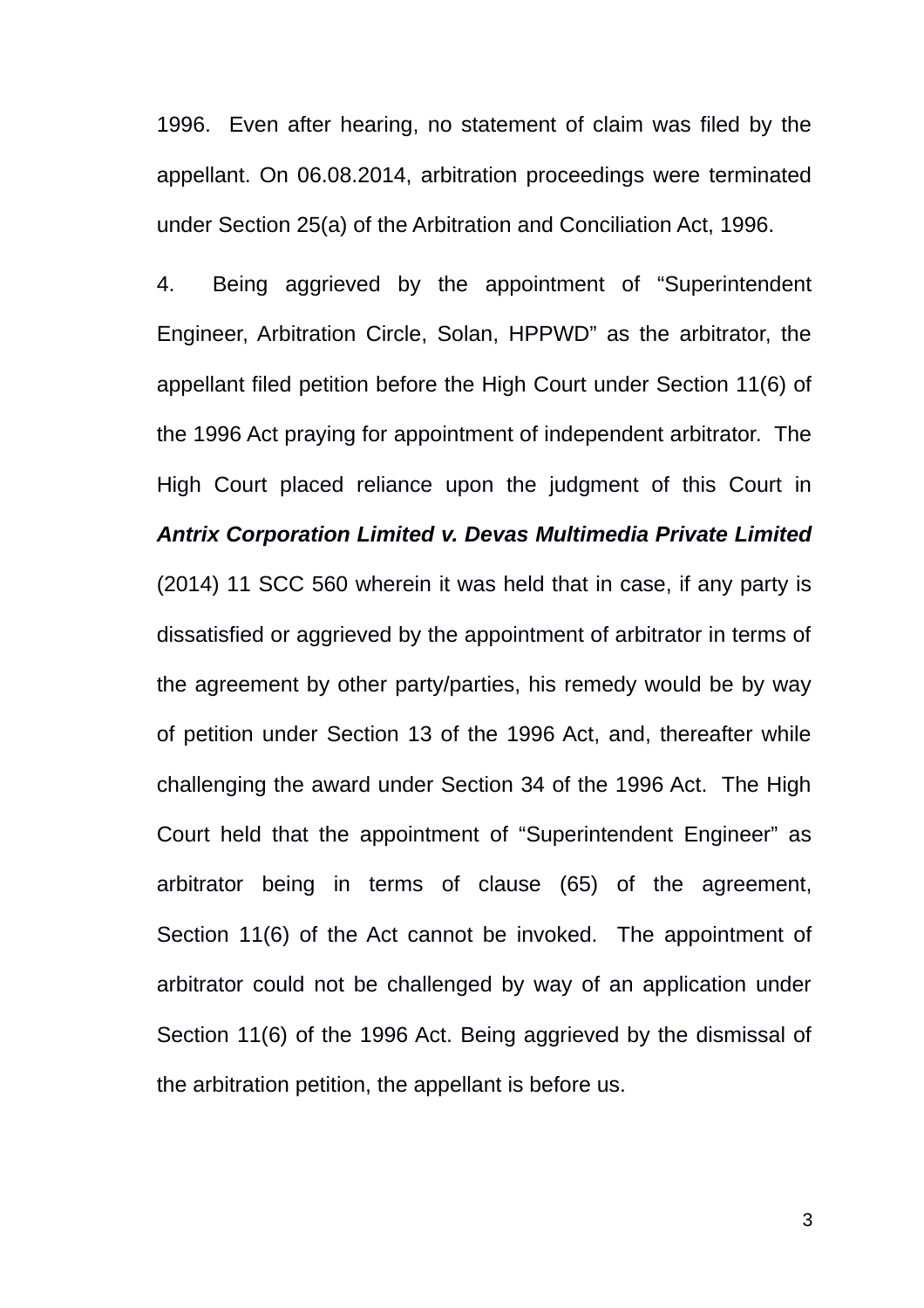1996. Even after hearing, no statement of claim was filed by the appellant. On 06.08.2014, arbitration proceedings were terminated under Section 25(a) of the Arbitration and Conciliation Act, 1996.

4. Being aggrieved by the appointment of "Superintendent Engineer, Arbitration Circle, Solan, HPPWD" as the arbitrator, the appellant filed petition before the High Court under Section 11(6) of the 1996 Act praying for appointment of independent arbitrator. The High Court placed reliance upon the judgment of this Court in ***Antrix Corporation Limited v. Devas Multimedia Private Limited*** (2014) 11 SCC 560 wherein it was held that in case, if any party is dissatisfied or aggrieved by the appointment of arbitrator in terms of the agreement by other party/parties, his remedy would be by way of petition under Section 13 of the 1996 Act, and, thereafter while challenging the award under Section 34 of the 1996 Act. The High Court held that the appointment of "Superintendent Engineer" as arbitrator being in terms of clause (65) of the agreement, Section 11(6) of the Act cannot be invoked. The appointment of arbitrator could not be challenged by way of an application under Section 11(6) of the 1996 Act. Being aggrieved by the dismissal of the arbitration petition, the appellant is before us.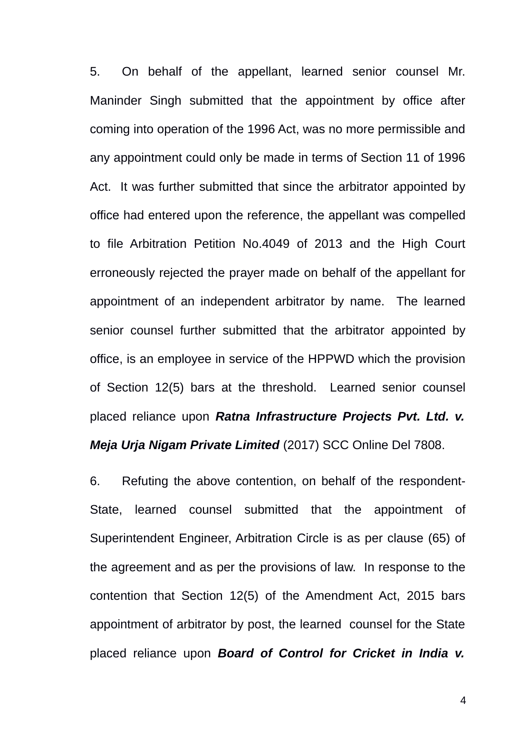5. On behalf of the appellant, learned senior counsel Mr. Maninder Singh submitted that the appointment by office after coming into operation of the 1996 Act, was no more permissible and any appointment could only be made in terms of Section 11 of 1996 Act. It was further submitted that since the arbitrator appointed by office had entered upon the reference, the appellant was compelled to file Arbitration Petition No.4049 of 2013 and the High Court erroneously rejected the prayer made on behalf of the appellant for appointment of an independent arbitrator by name. The learned senior counsel further submitted that the arbitrator appointed by office, is an employee in service of the HPPWD which the provision of Section 12(5) bars at the threshold. Learned senior counsel placed reliance upon ***Ratna Infrastructure Projects Pvt. Ltd. v. Meja Urja Nigam Private Limited*** (2017) SCC Online Del 7808.

6. Refuting the above contention, on behalf of the respondent-State, learned counsel submitted that the appointment of Superintendent Engineer, Arbitration Circle is as per clause (65) of the agreement and as per the provisions of law. In response to the contention that Section 12(5) of the Amendment Act, 2015 bars appointment of arbitrator by post, the learned counsel for the State placed reliance upon ***Board of Control for Cricket in India v.***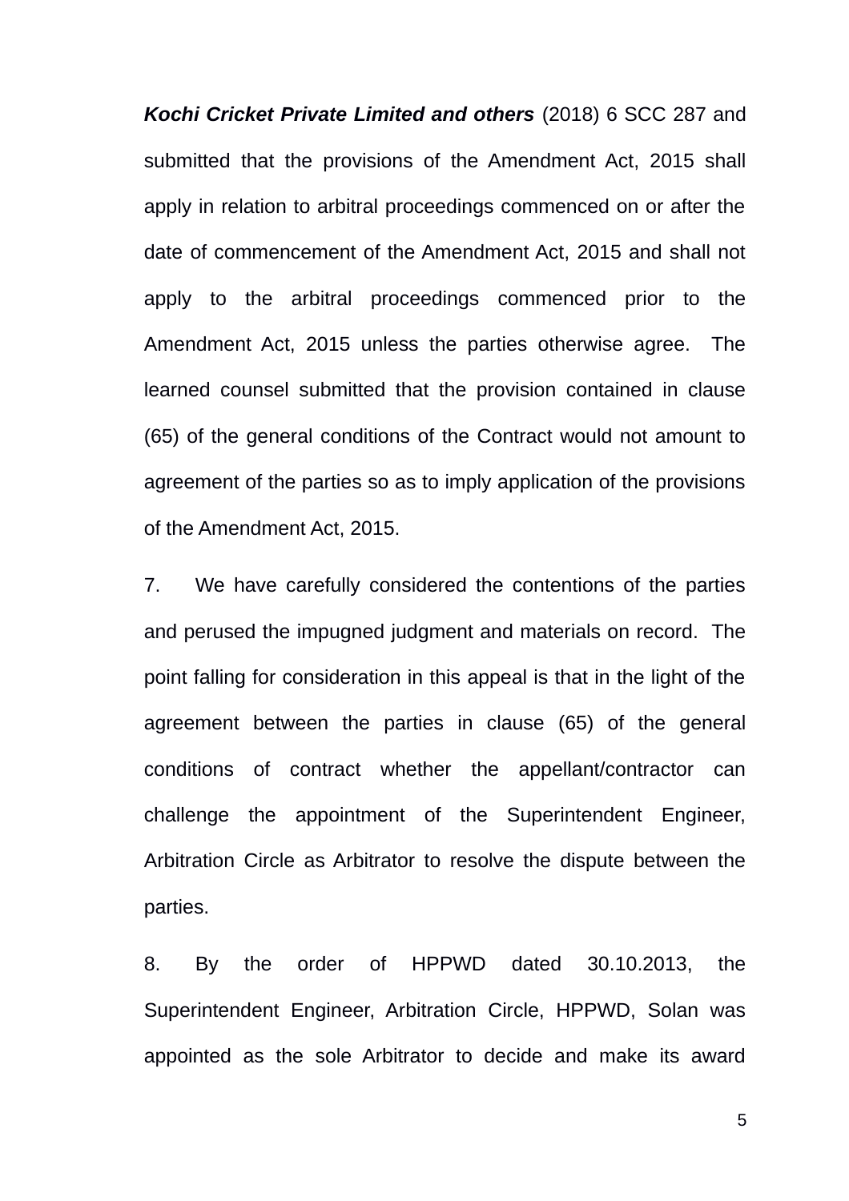***Kochi Cricket Private Limited and others*** (2018) 6 SCC 287 and submitted that the provisions of the Amendment Act, 2015 shall apply in relation to arbitral proceedings commenced on or after the date of commencement of the Amendment Act, 2015 and shall not apply to the arbitral proceedings commenced prior to the Amendment Act, 2015 unless the parties otherwise agree. The learned counsel submitted that the provision contained in clause (65) of the general conditions of the Contract would not amount to agreement of the parties so as to imply application of the provisions of the Amendment Act, 2015.

7. We have carefully considered the contentions of the parties and perused the impugned judgment and materials on record. The point falling for consideration in this appeal is that in the light of the agreement between the parties in clause (65) of the general conditions of contract whether the appellant/contractor can challenge the appointment of the Superintendent Engineer, Arbitration Circle as Arbitrator to resolve the dispute between the parties.

8. By the order of HPPWD dated 30.10.2013, the Superintendent Engineer, Arbitration Circle, HPPWD, Solan was appointed as the sole Arbitrator to decide and make its award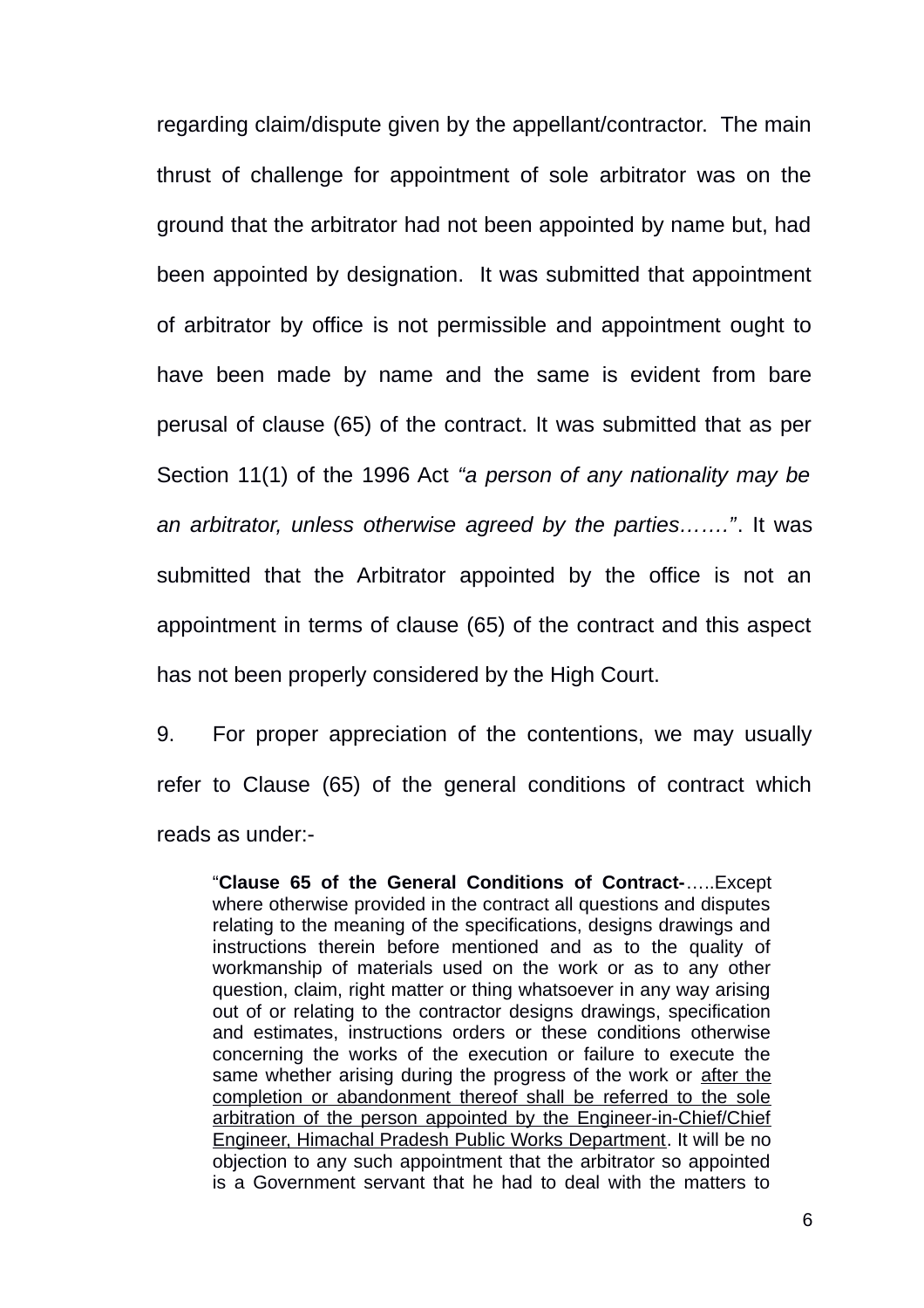regarding claim/dispute given by the appellant/contractor. The main thrust of challenge for appointment of sole arbitrator was on the ground that the arbitrator had not been appointed by name but, had been appointed by designation. It was submitted that appointment of arbitrator by office is not permissible and appointment ought to have been made by name and the same is evident from bare perusal of clause (65) of the contract. It was submitted that as per Section 11(1) of the 1996 Act *"a person of any nationality may be an arbitrator, unless otherwise agreed by the parties……."*. It was submitted that the Arbitrator appointed by the office is not an appointment in terms of clause (65) of the contract and this aspect has not been properly considered by the High Court.

9. For proper appreciation of the contentions, we may usually refer to Clause (65) of the general conditions of contract which reads as under:-

> "**Clause 65 of the General Conditions of Contract-**…..Except where otherwise provided in the contract all questions and disputes relating to the meaning of the specifications, designs drawings and instructions therein before mentioned and as to the quality of workmanship of materials used on the work or as to any other question, claim, right matter or thing whatsoever in any way arising out of or relating to the contractor designs drawings, specification and estimates, instructions orders or these conditions otherwise concerning the works of the execution or failure to execute the same whether arising during the progress of the work or <u>after the completion or abandonment thereof shall be referred to the sole arbitration of the person appointed by the Engineer-in-Chief/Chief Engineer, Himachal Pradesh Public Works Department</u>. It will be no objection to any such appointment that the arbitrator so appointed is a Government servant that he had to deal with the matters to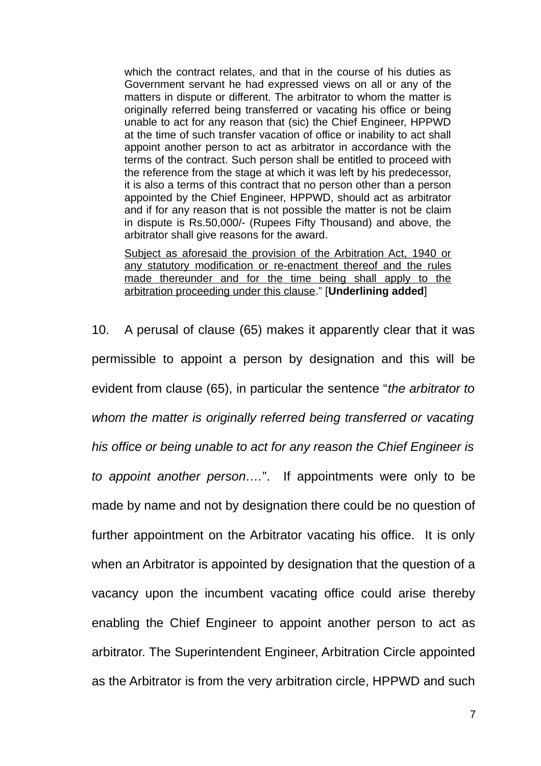> which the contract relates, and that in the course of his duties as Government servant he had expressed views on all or any of the matters in dispute or different. The arbitrator to whom the matter is originally referred being transferred or vacating his office or being unable to act for any reason that (sic) the Chief Engineer, HPPWD at the time of such transfer vacation of office or inability to act shall appoint another person to act as arbitrator in accordance with the terms of the contract. Such person shall be entitled to proceed with the reference from the stage at which it was left by his predecessor, it is also a terms of this contract that no person other than a person appointed by the Chief Engineer, HPPWD, should act as arbitrator and if for any reason that is not possible the matter is not be claim in dispute is Rs.50,000/- (Rupees Fifty Thousand) and above, the arbitrator shall give reasons for the award.
>
> <u>Subject as aforesaid the provision of the Arbitration Act, 1940 or any statutory modification or re-enactment thereof and the rules made thereunder and for the time being shall apply to the arbitration proceeding under this clause</u>." [**Underlining added**]

10. A perusal of clause (65) makes it apparently clear that it was permissible to appoint a person by designation and this will be evident from clause (65), in particular the sentence "*the arbitrator to whom the matter is originally referred being transferred or vacating his office or being unable to act for any reason the Chief Engineer is to appoint another person….*". If appointments were only to be made by name and not by designation there could be no question of further appointment on the Arbitrator vacating his office. It is only when an Arbitrator is appointed by designation that the question of a vacancy upon the incumbent vacating office could arise thereby enabling the Chief Engineer to appoint another person to act as arbitrator. The Superintendent Engineer, Arbitration Circle appointed as the Arbitrator is from the very arbitration circle, HPPWD and such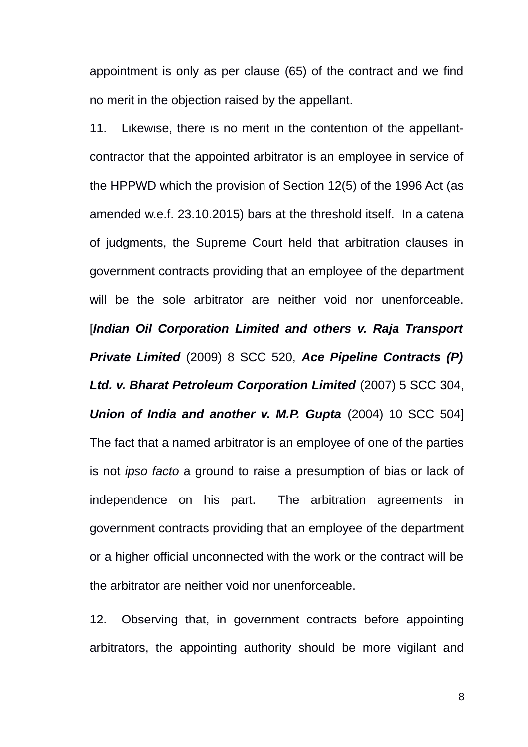appointment is only as per clause (65) of the contract and we find no merit in the objection raised by the appellant.

11. Likewise, there is no merit in the contention of the appellant-contractor that the appointed arbitrator is an employee in service of the HPPWD which the provision of Section 12(5) of the 1996 Act (as amended w.e.f. 23.10.2015) bars at the threshold itself. In a catena of judgments, the Supreme Court held that arbitration clauses in government contracts providing that an employee of the department will be the sole arbitrator are neither void nor unenforceable. [***Indian Oil Corporation Limited and others v. Raja Transport Private Limited*** (2009) 8 SCC 520, ***Ace Pipeline Contracts (P) Ltd. v. Bharat Petroleum Corporation Limited*** (2007) 5 SCC 304, ***Union of India and another v. M.P. Gupta*** (2004) 10 SCC 504] The fact that a named arbitrator is an employee of one of the parties is not *ipso facto* a ground to raise a presumption of bias or lack of independence on his part. The arbitration agreements in government contracts providing that an employee of the department or a higher official unconnected with the work or the contract will be the arbitrator are neither void nor unenforceable.

12. Observing that, in government contracts before appointing arbitrators, the appointing authority should be more vigilant and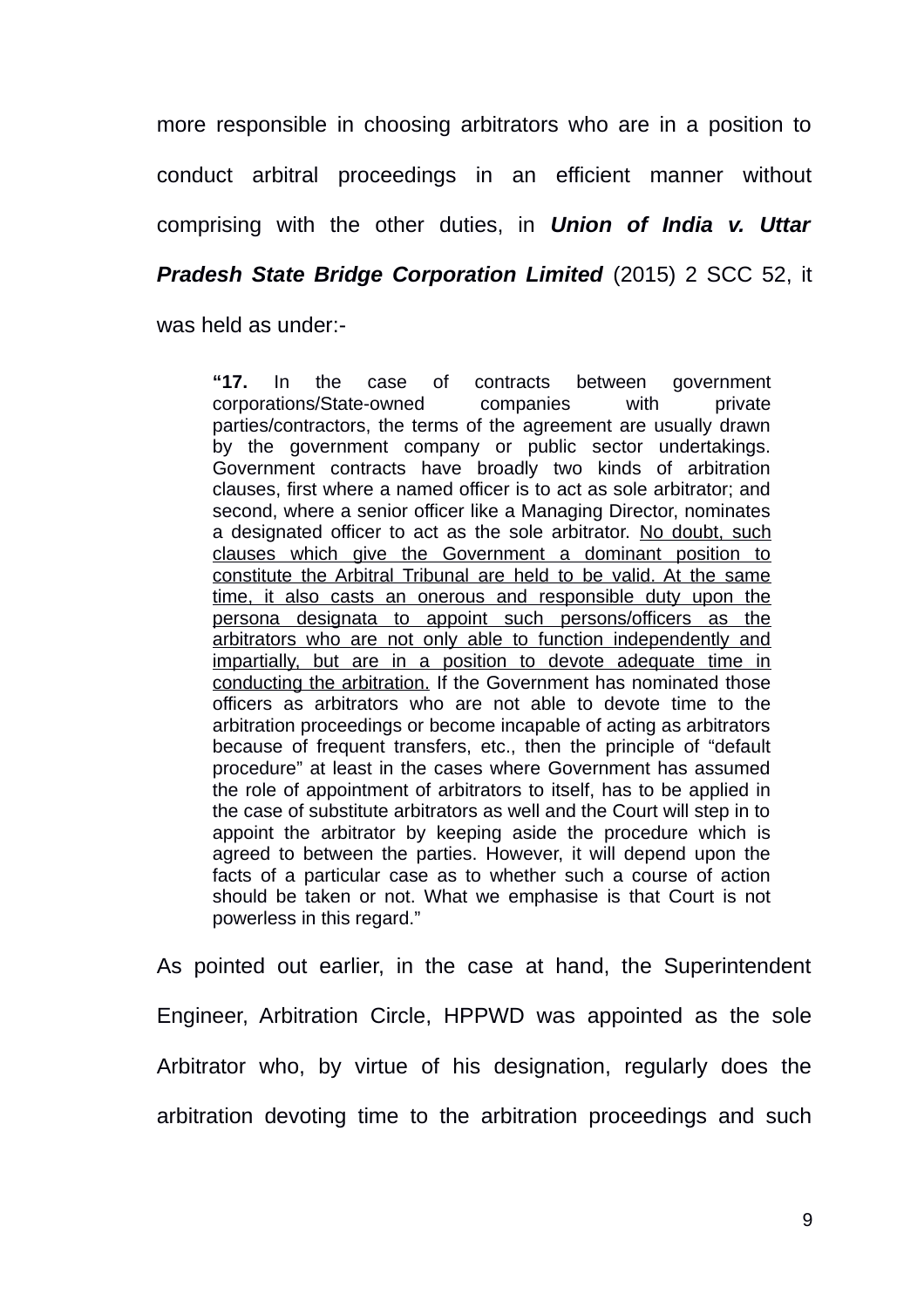more responsible in choosing arbitrators who are in a position to conduct arbitral proceedings in an efficient manner without comprising with the other duties, in ***Union of India v. Uttar Pradesh State Bridge Corporation Limited*** (2015) 2 SCC 52, it was held as under:-

> **"17.** In the case of contracts between government corporations/State-owned companies with private parties/contractors, the terms of the agreement are usually drawn by the government company or public sector undertakings. Government contracts have broadly two kinds of arbitration clauses, first where a named officer is to act as sole arbitrator; and second, where a senior officer like a Managing Director, nominates a designated officer to act as the sole arbitrator. <u>No doubt, such clauses which give the Government a dominant position to constitute the Arbitral Tribunal are held to be valid. At the same time, it also casts an onerous and responsible duty upon the persona designata to appoint such persons/officers as the arbitrators who are not only able to function independently and impartially, but are in a position to devote adequate time in conducting the arbitration.</u> If the Government has nominated those officers as arbitrators who are not able to devote time to the arbitration proceedings or become incapable of acting as arbitrators because of frequent transfers, etc., then the principle of "default procedure" at least in the cases where Government has assumed the role of appointment of arbitrators to itself, has to be applied in the case of substitute arbitrators as well and the Court will step in to appoint the arbitrator by keeping aside the procedure which is agreed to between the parties. However, it will depend upon the facts of a particular case as to whether such a course of action should be taken or not. What we emphasise is that Court is not powerless in this regard."

As pointed out earlier, in the case at hand, the Superintendent Engineer, Arbitration Circle, HPPWD was appointed as the sole Arbitrator who, by virtue of his designation, regularly does the arbitration devoting time to the arbitration proceedings and such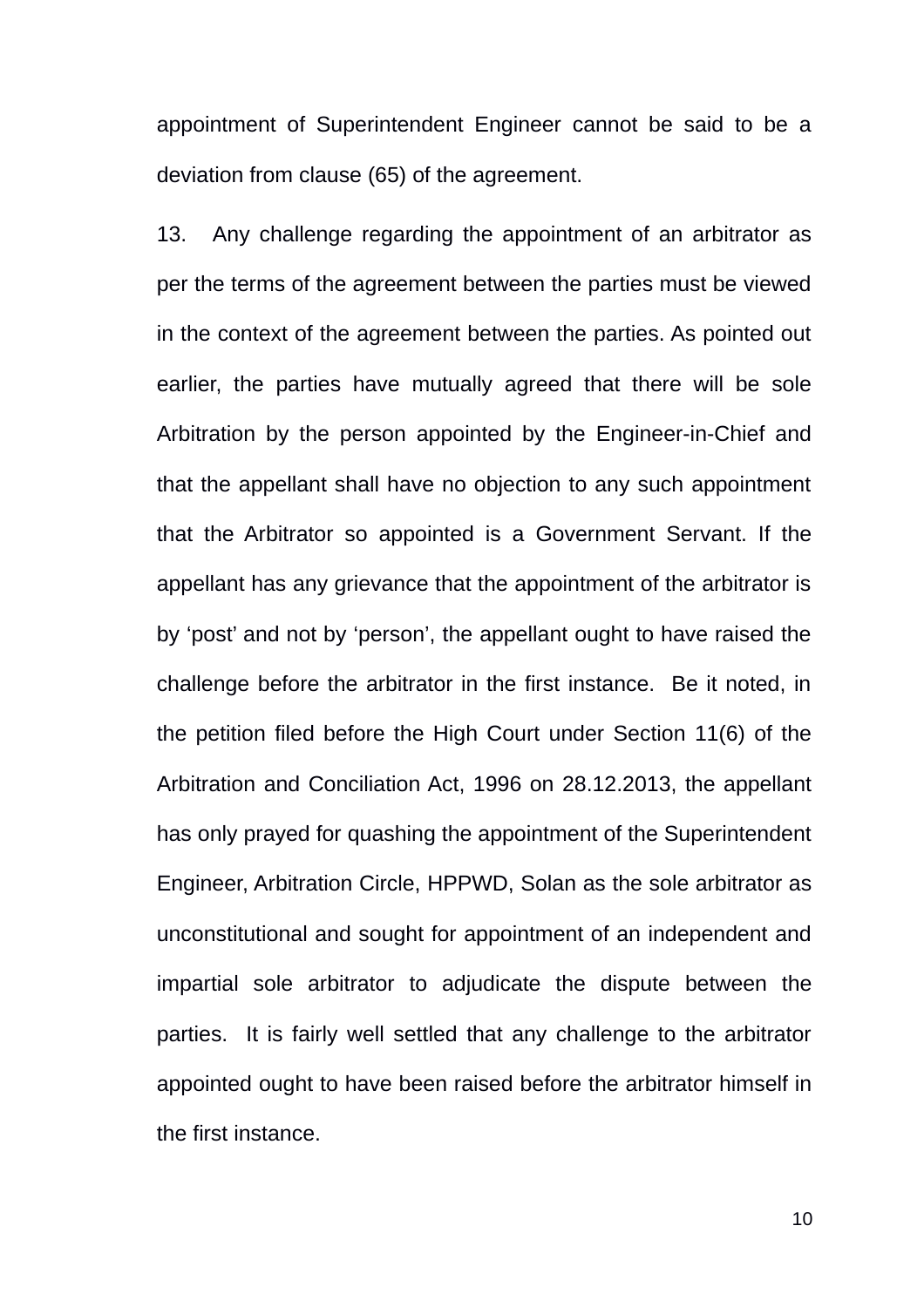appointment of Superintendent Engineer cannot be said to be a deviation from clause (65) of the agreement.

13. Any challenge regarding the appointment of an arbitrator as per the terms of the agreement between the parties must be viewed in the context of the agreement between the parties. As pointed out earlier, the parties have mutually agreed that there will be sole Arbitration by the person appointed by the Engineer-in-Chief and that the appellant shall have no objection to any such appointment that the Arbitrator so appointed is a Government Servant. If the appellant has any grievance that the appointment of the arbitrator is by 'post' and not by 'person', the appellant ought to have raised the challenge before the arbitrator in the first instance. Be it noted, in the petition filed before the High Court under Section 11(6) of the Arbitration and Conciliation Act, 1996 on 28.12.2013, the appellant has only prayed for quashing the appointment of the Superintendent Engineer, Arbitration Circle, HPPWD, Solan as the sole arbitrator as unconstitutional and sought for appointment of an independent and impartial sole arbitrator to adjudicate the dispute between the parties. It is fairly well settled that any challenge to the arbitrator appointed ought to have been raised before the arbitrator himself in the first instance.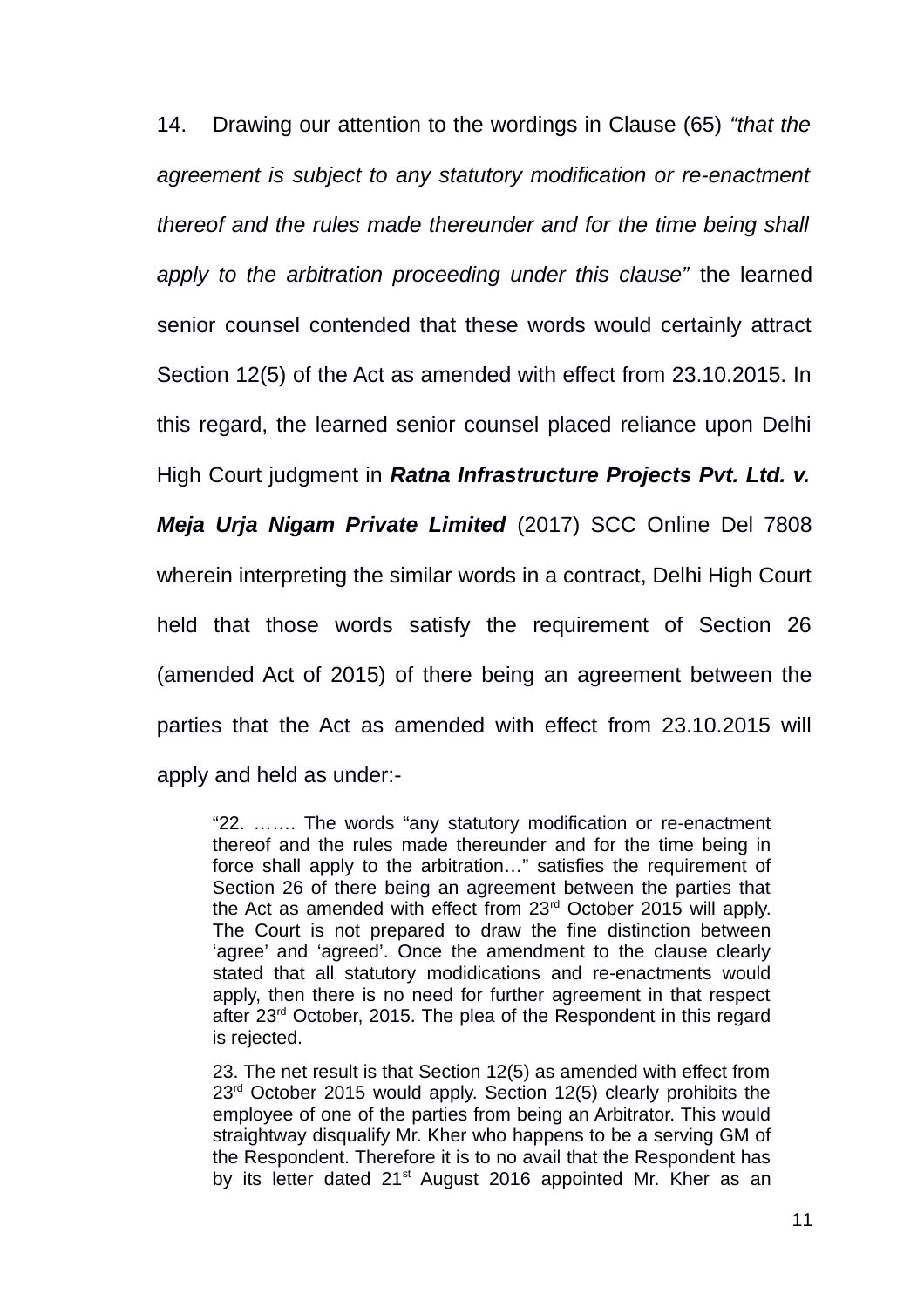14. Drawing our attention to the wordings in Clause (65) *"that the agreement is subject to any statutory modification or re-enactment thereof and the rules made thereunder and for the time being shall apply to the arbitration proceeding under this clause"* the learned senior counsel contended that these words would certainly attract Section 12(5) of the Act as amended with effect from 23.10.2015. In this regard, the learned senior counsel placed reliance upon Delhi High Court judgment in ***Ratna Infrastructure Projects Pvt. Ltd. v. Meja Urja Nigam Private Limited*** (2017) SCC Online Del 7808 wherein interpreting the similar words in a contract, Delhi High Court held that those words satisfy the requirement of Section 26 (amended Act of 2015) of there being an agreement between the parties that the Act as amended with effect from 23.10.2015 will apply and held as under:-

> "22. ……. The words "any statutory modification or re-enactment thereof and the rules made thereunder and for the time being in force shall apply to the arbitration…" satisfies the requirement of Section 26 of there being an agreement between the parties that the Act as amended with effect from 23rd October 2015 will apply. The Court is not prepared to draw the fine distinction between 'agree' and 'agreed'. Once the amendment to the clause clearly stated that all statutory modidications and re-enactments would apply, then there is no need for further agreement in that respect after 23rd October, 2015. The plea of the Respondent in this regard is rejected.
>
> 23. The net result is that Section 12(5) as amended with effect from 23rd October 2015 would apply. Section 12(5) clearly prohibits the employee of one of the parties from being an Arbitrator. This would straightway disqualify Mr. Kher who happens to be a serving GM of the Respondent. Therefore it is to no avail that the Respondent has by its letter dated 21st August 2016 appointed Mr. Kher as an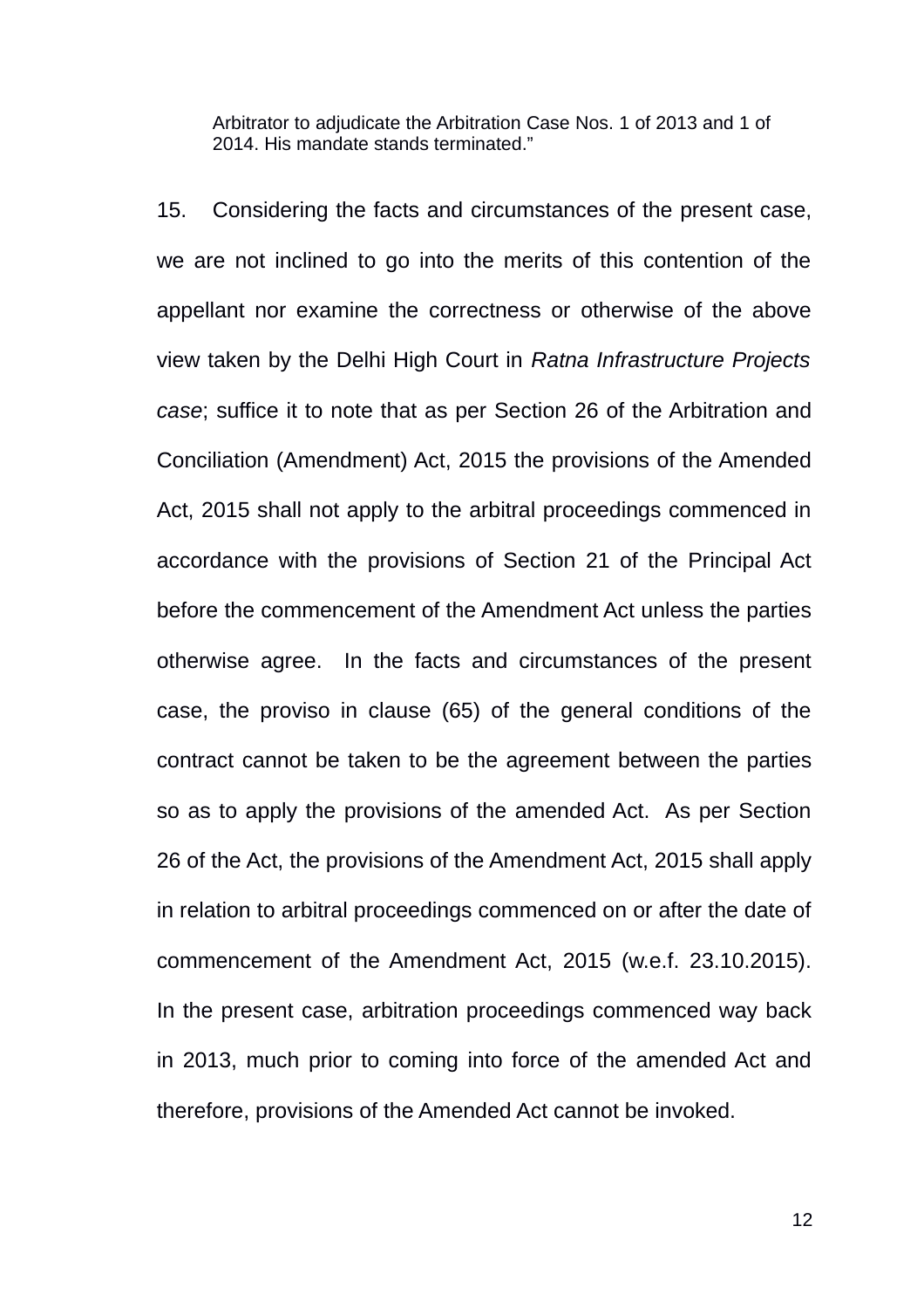> Arbitrator to adjudicate the Arbitration Case Nos. 1 of 2013 and 1 of 2014. His mandate stands terminated."

15. Considering the facts and circumstances of the present case, we are not inclined to go into the merits of this contention of the appellant nor examine the correctness or otherwise of the above view taken by the Delhi High Court in *Ratna Infrastructure Projects case*; suffice it to note that as per Section 26 of the Arbitration and Conciliation (Amendment) Act, 2015 the provisions of the Amended Act, 2015 shall not apply to the arbitral proceedings commenced in accordance with the provisions of Section 21 of the Principal Act before the commencement of the Amendment Act unless the parties otherwise agree. In the facts and circumstances of the present case, the proviso in clause (65) of the general conditions of the contract cannot be taken to be the agreement between the parties so as to apply the provisions of the amended Act. As per Section 26 of the Act, the provisions of the Amendment Act, 2015 shall apply in relation to arbitral proceedings commenced on or after the date of commencement of the Amendment Act, 2015 (w.e.f. 23.10.2015). In the present case, arbitration proceedings commenced way back in 2013, much prior to coming into force of the amended Act and therefore, provisions of the Amended Act cannot be invoked.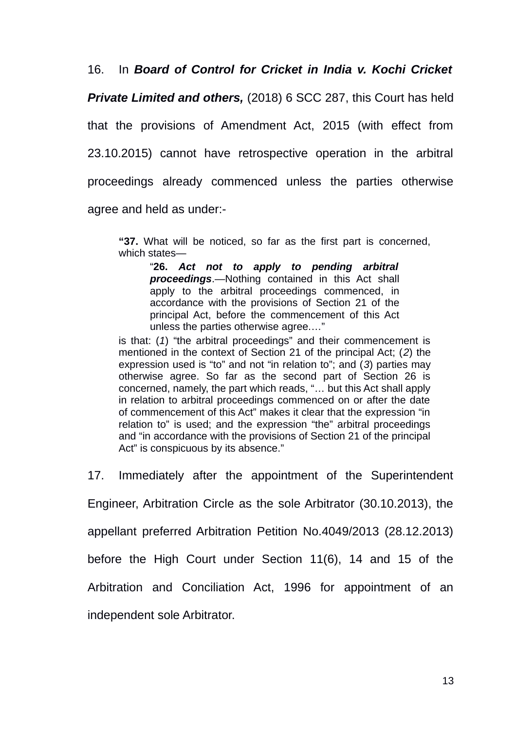16. In ***Board of Control for Cricket in India v. Kochi Cricket Private Limited and others,*** (2018) 6 SCC 287, this Court has held that the provisions of Amendment Act, 2015 (with effect from 23.10.2015) cannot have retrospective operation in the arbitral proceedings already commenced unless the parties otherwise agree and held as under:-

> **"37.** What will be noticed, so far as the first part is concerned, which states—
>
> > "**26.** ***Act not to apply to pending arbitral proceedings***.—Nothing contained in this Act shall apply to the arbitral proceedings commenced, in accordance with the provisions of Section 21 of the principal Act, before the commencement of this Act unless the parties otherwise agree.…"
>
> is that: (*1*) "the arbitral proceedings" and their commencement is mentioned in the context of Section 21 of the principal Act; (*2*) the expression used is "to" and not "in relation to"; and (*3*) parties may otherwise agree. So far as the second part of Section 26 is concerned, namely, the part which reads, "… but this Act shall apply in relation to arbitral proceedings commenced on or after the date of commencement of this Act" makes it clear that the expression "in relation to" is used; and the expression "the" arbitral proceedings and "in accordance with the provisions of Section 21 of the principal Act" is conspicuous by its absence."

17. Immediately after the appointment of the Superintendent Engineer, Arbitration Circle as the sole Arbitrator (30.10.2013), the appellant preferred Arbitration Petition No.4049/2013 (28.12.2013) before the High Court under Section 11(6), 14 and 15 of the Arbitration and Conciliation Act, 1996 for appointment of an independent sole Arbitrator.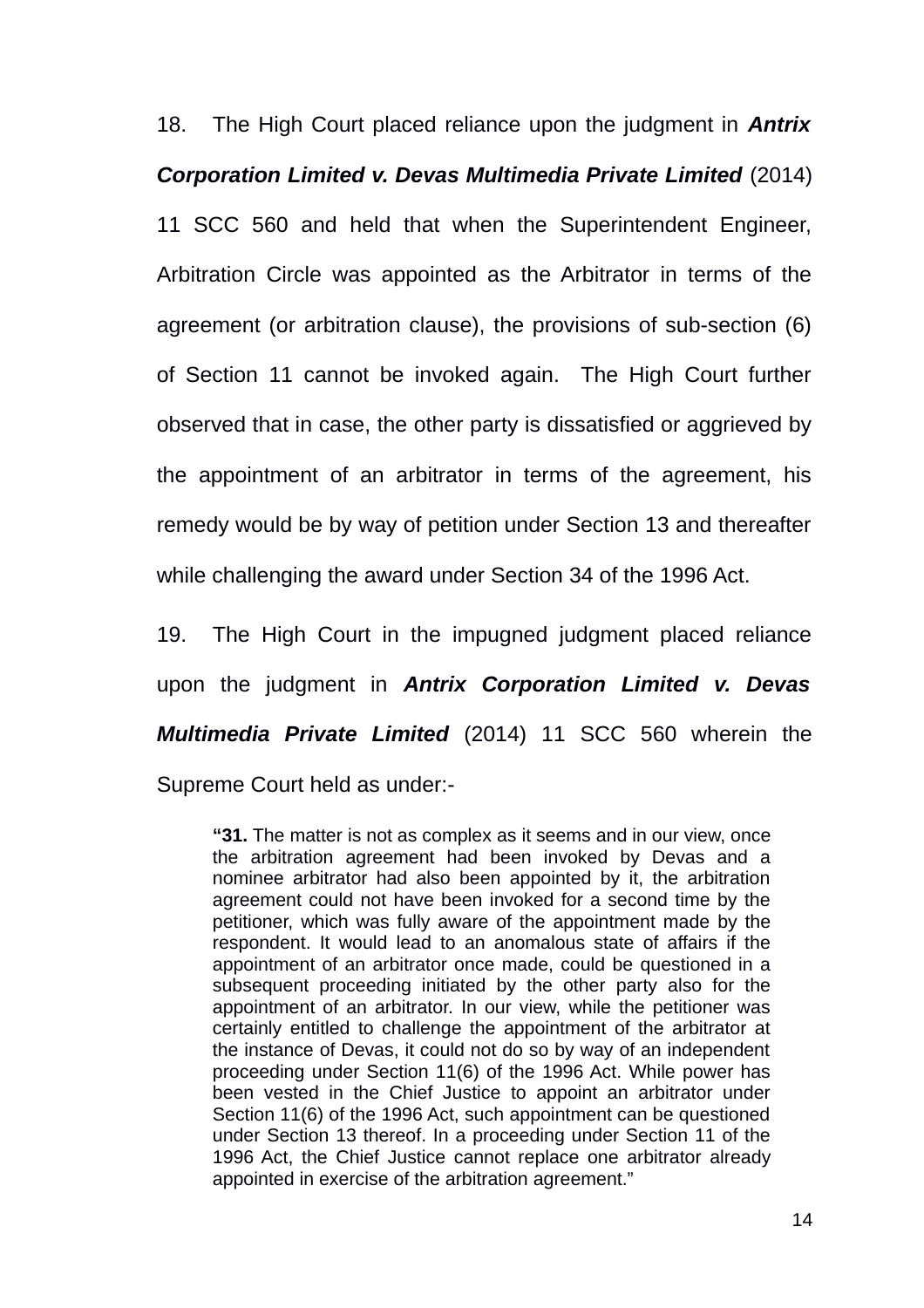18. The High Court placed reliance upon the judgment in ***Antrix Corporation Limited v. Devas Multimedia Private Limited*** (2014) 11 SCC 560 and held that when the Superintendent Engineer, Arbitration Circle was appointed as the Arbitrator in terms of the agreement (or arbitration clause), the provisions of sub-section (6) of Section 11 cannot be invoked again. The High Court further observed that in case, the other party is dissatisfied or aggrieved by the appointment of an arbitrator in terms of the agreement, his remedy would be by way of petition under Section 13 and thereafter while challenging the award under Section 34 of the 1996 Act.

19. The High Court in the impugned judgment placed reliance upon the judgment in ***Antrix Corporation Limited v. Devas Multimedia Private Limited*** (2014) 11 SCC 560 wherein the Supreme Court held as under:-

> "**31.** The matter is not as complex as it seems and in our view, once the arbitration agreement had been invoked by Devas and a nominee arbitrator had also been appointed by it, the arbitration agreement could not have been invoked for a second time by the petitioner, which was fully aware of the appointment made by the respondent. It would lead to an anomalous state of affairs if the appointment of an arbitrator once made, could be questioned in a subsequent proceeding initiated by the other party also for the appointment of an arbitrator. In our view, while the petitioner was certainly entitled to challenge the appointment of the arbitrator at the instance of Devas, it could not do so by way of an independent proceeding under Section 11(6) of the 1996 Act. While power has been vested in the Chief Justice to appoint an arbitrator under Section 11(6) of the 1996 Act, such appointment can be questioned under Section 13 thereof. In a proceeding under Section 11 of the 1996 Act, the Chief Justice cannot replace one arbitrator already appointed in exercise of the arbitration agreement."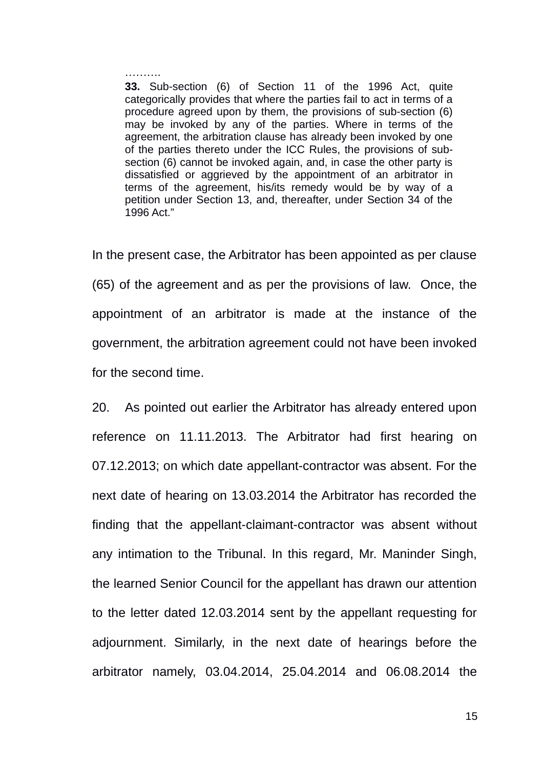> ……….
> **33.** Sub-section (6) of Section 11 of the 1996 Act, quite categorically provides that where the parties fail to act in terms of a procedure agreed upon by them, the provisions of sub-section (6) may be invoked by any of the parties. Where in terms of the agreement, the arbitration clause has already been invoked by one of the parties thereto under the ICC Rules, the provisions of sub-section (6) cannot be invoked again, and, in case the other party is dissatisfied or aggrieved by the appointment of an arbitrator in terms of the agreement, his/its remedy would be by way of a petition under Section 13, and, thereafter, under Section 34 of the 1996 Act."

In the present case, the Arbitrator has been appointed as per clause (65) of the agreement and as per the provisions of law. Once, the appointment of an arbitrator is made at the instance of the government, the arbitration agreement could not have been invoked for the second time.

20. As pointed out earlier the Arbitrator has already entered upon reference on 11.11.2013. The Arbitrator had first hearing on 07.12.2013; on which date appellant-contractor was absent. For the next date of hearing on 13.03.2014 the Arbitrator has recorded the finding that the appellant-claimant-contractor was absent without any intimation to the Tribunal. In this regard, Mr. Maninder Singh, the learned Senior Council for the appellant has drawn our attention to the letter dated 12.03.2014 sent by the appellant requesting for adjournment. Similarly, in the next date of hearings before the arbitrator namely, 03.04.2014, 25.04.2014 and 06.08.2014 the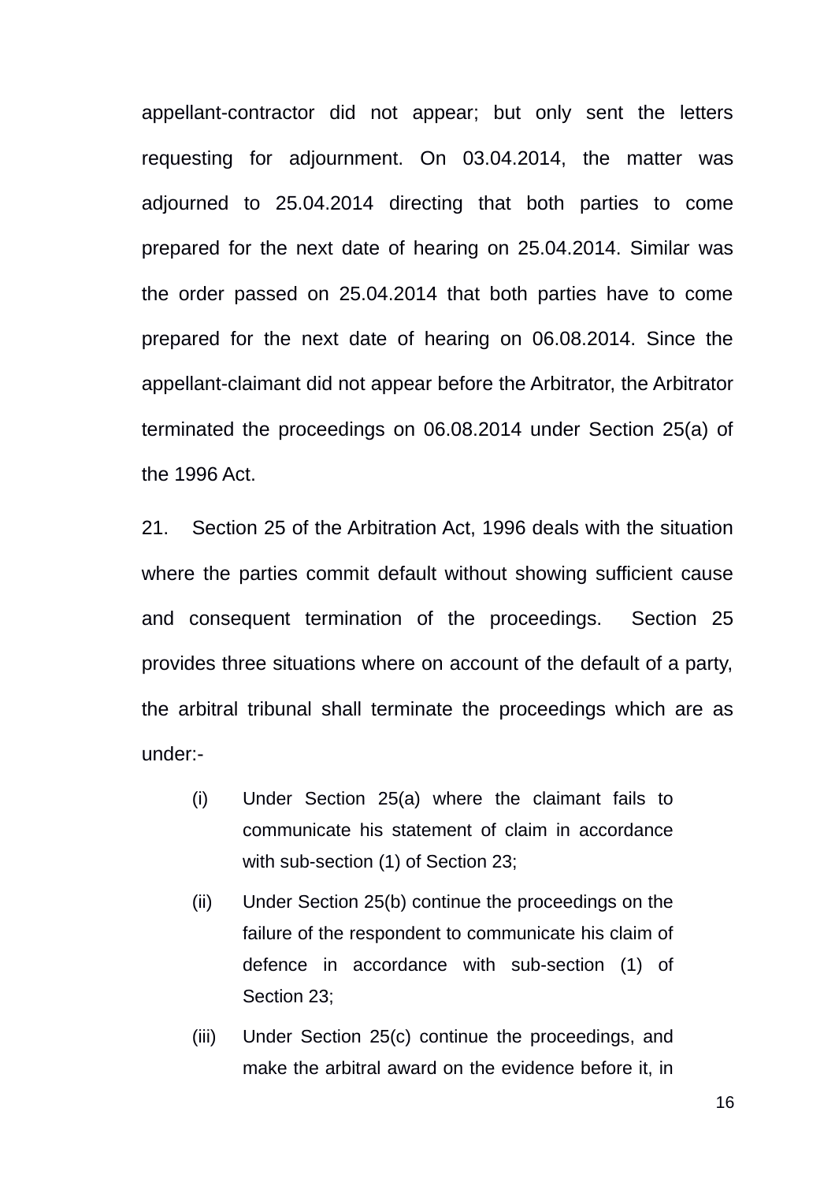appellant-contractor did not appear; but only sent the letters requesting for adjournment. On 03.04.2014, the matter was adjourned to 25.04.2014 directing that both parties to come prepared for the next date of hearing on 25.04.2014. Similar was the order passed on 25.04.2014 that both parties have to come prepared for the next date of hearing on 06.08.2014. Since the appellant-claimant did not appear before the Arbitrator, the Arbitrator terminated the proceedings on 06.08.2014 under Section 25(a) of the 1996 Act.

21. Section 25 of the Arbitration Act, 1996 deals with the situation where the parties commit default without showing sufficient cause and consequent termination of the proceedings. Section 25 provides three situations where on account of the default of a party, the arbitral tribunal shall terminate the proceedings which are as under:-

(i) Under Section 25(a) where the claimant fails to communicate his statement of claim in accordance with sub-section (1) of Section 23;

(ii) Under Section 25(b) continue the proceedings on the failure of the respondent to communicate his claim of defence in accordance with sub-section (1) of Section 23;

(iii) Under Section 25(c) continue the proceedings, and make the arbitral award on the evidence before it, in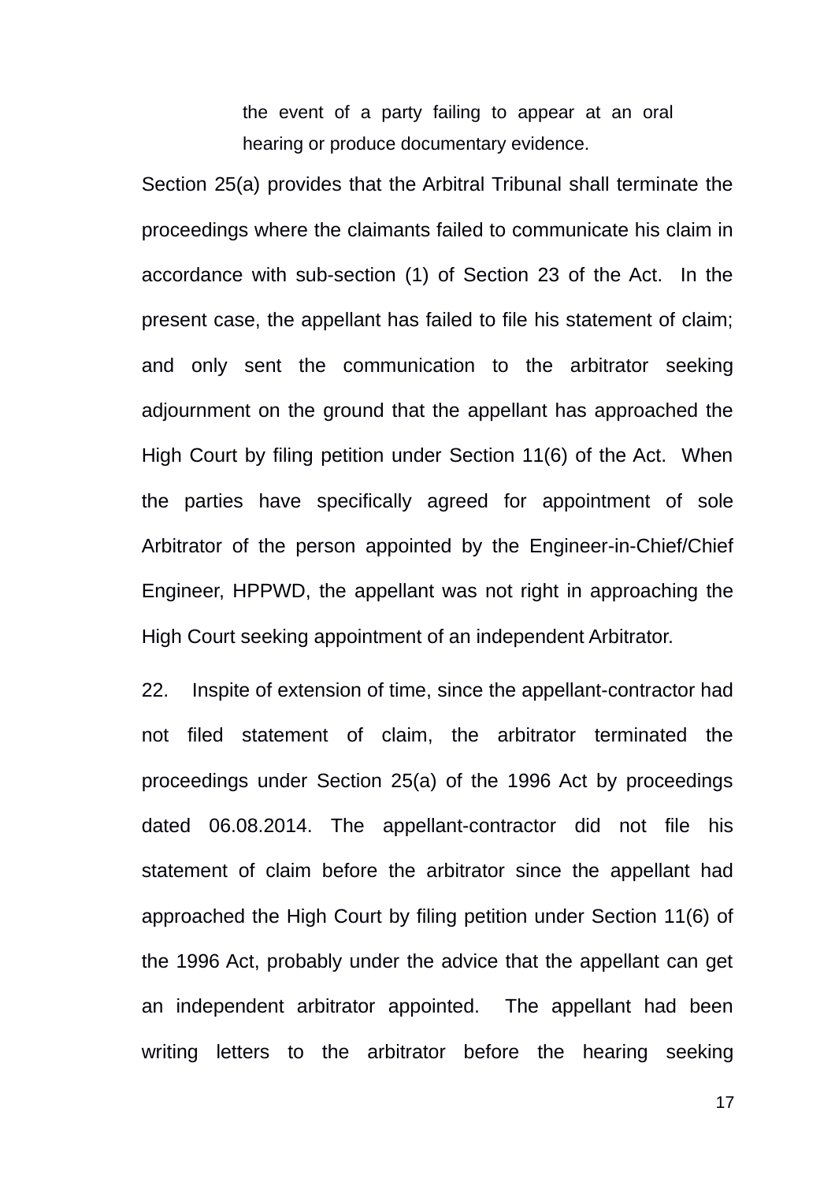> the event of a party failing to appear at an oral hearing or produce documentary evidence.

Section 25(a) provides that the Arbitral Tribunal shall terminate the proceedings where the claimants failed to communicate his claim in accordance with sub-section (1) of Section 23 of the Act. In the present case, the appellant has failed to file his statement of claim; and only sent the communication to the arbitrator seeking adjournment on the ground that the appellant has approached the High Court by filing petition under Section 11(6) of the Act. When the parties have specifically agreed for appointment of sole Arbitrator of the person appointed by the Engineer-in-Chief/Chief Engineer, HPPWD, the appellant was not right in approaching the High Court seeking appointment of an independent Arbitrator.

22. Inspite of extension of time, since the appellant-contractor had not filed statement of claim, the arbitrator terminated the proceedings under Section 25(a) of the 1996 Act by proceedings dated 06.08.2014. The appellant-contractor did not file his statement of claim before the arbitrator since the appellant had approached the High Court by filing petition under Section 11(6) of the 1996 Act, probably under the advice that the appellant can get an independent arbitrator appointed. The appellant had been writing letters to the arbitrator before the hearing seeking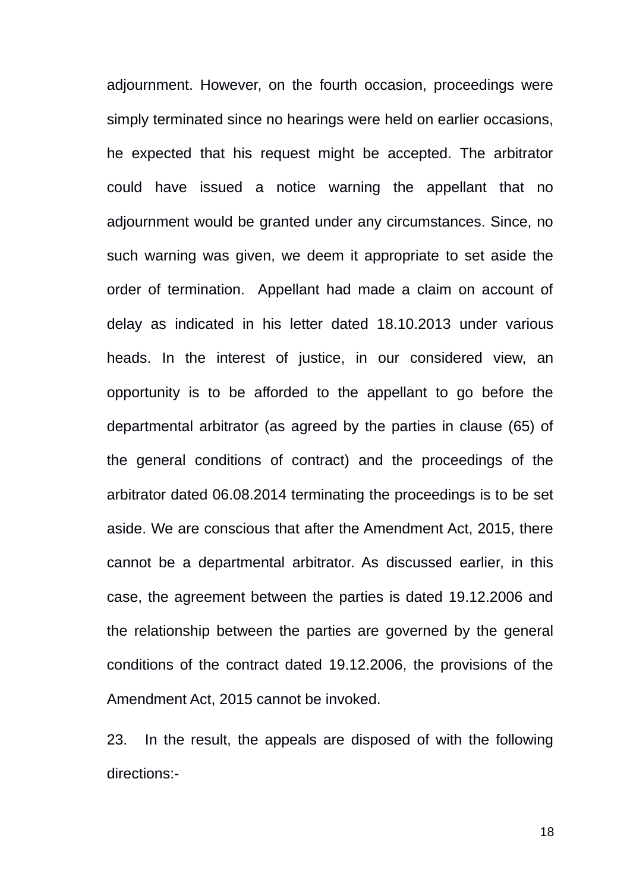adjournment. However, on the fourth occasion, proceedings were simply terminated since no hearings were held on earlier occasions, he expected that his request might be accepted. The arbitrator could have issued a notice warning the appellant that no adjournment would be granted under any circumstances. Since, no such warning was given, we deem it appropriate to set aside the order of termination. Appellant had made a claim on account of delay as indicated in his letter dated 18.10.2013 under various heads. In the interest of justice, in our considered view, an opportunity is to be afforded to the appellant to go before the departmental arbitrator (as agreed by the parties in clause (65) of the general conditions of contract) and the proceedings of the arbitrator dated 06.08.2014 terminating the proceedings is to be set aside. We are conscious that after the Amendment Act, 2015, there cannot be a departmental arbitrator. As discussed earlier, in this case, the agreement between the parties is dated 19.12.2006 and the relationship between the parties are governed by the general conditions of the contract dated 19.12.2006, the provisions of the Amendment Act, 2015 cannot be invoked.

23. In the result, the appeals are disposed of with the following directions:-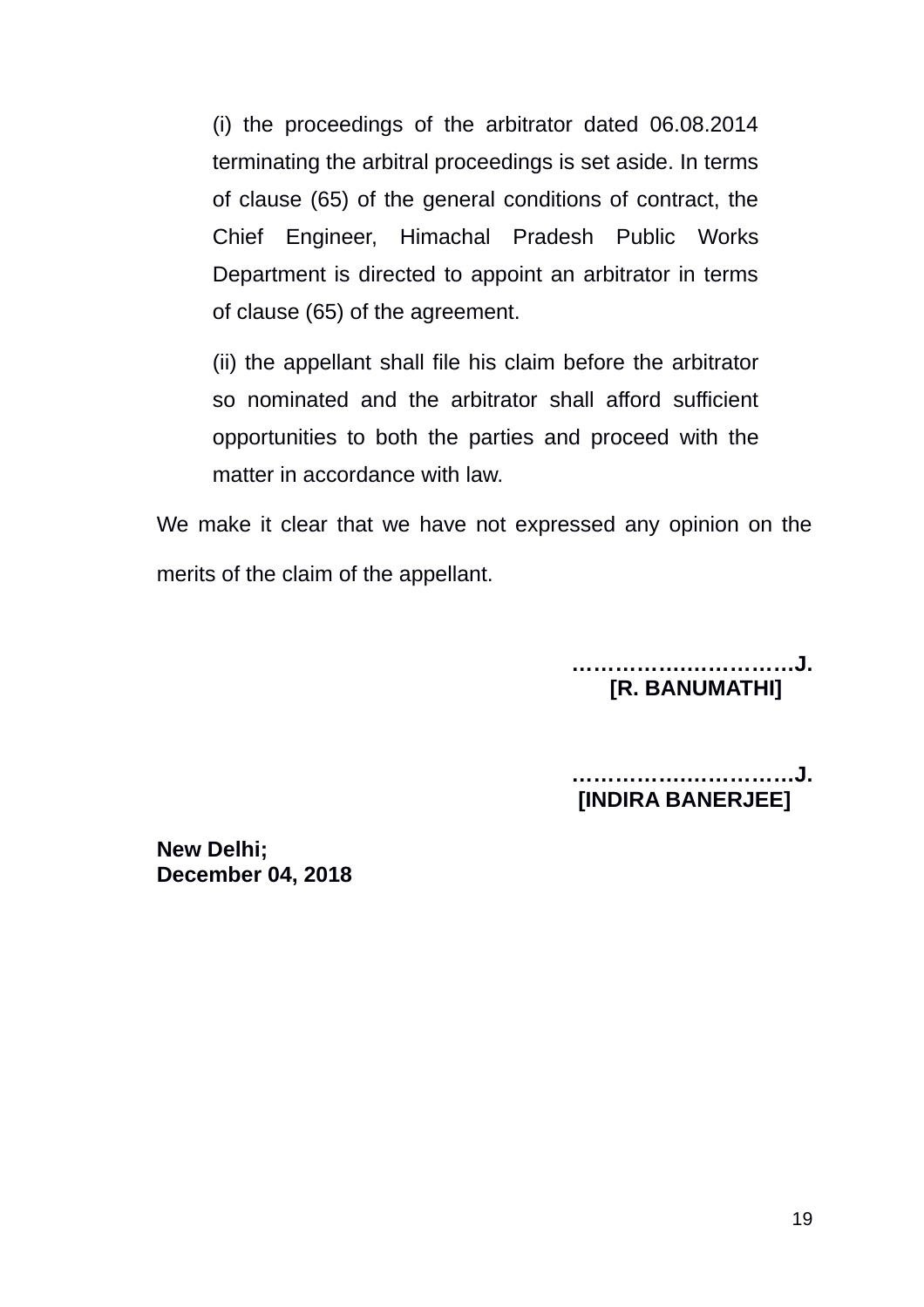(i) the proceedings of the arbitrator dated 06.08.2014 terminating the arbitral proceedings is set aside. In terms of clause (65) of the general conditions of contract, the Chief Engineer, Himachal Pradesh Public Works Department is directed to appoint an arbitrator in terms of clause (65) of the agreement.

(ii) the appellant shall file his claim before the arbitrator so nominated and the arbitrator shall afford sufficient opportunities to both the parties and proceed with the matter in accordance with law.

We make it clear that we have not expressed any opinion on the merits of the claim of the appellant.

**…………………………J.**
**[R. BANUMATHI]**

**…………………………J.**
**[INDIRA BANERJEE]**

**New Delhi;**
**December 04, 2018**